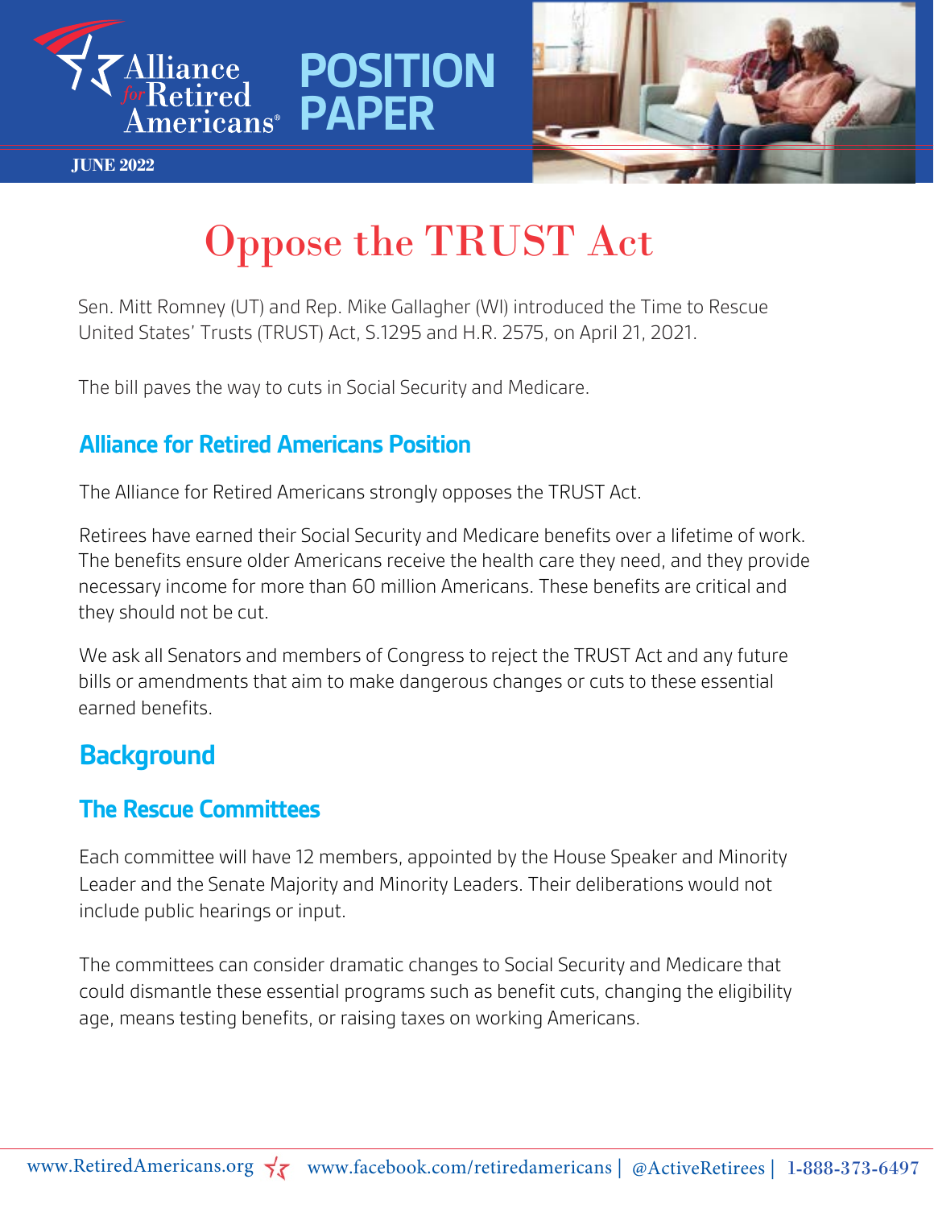Alliance for Retired Americans

# POSITION PAPER

**JUNE 2022**

# Oppose the TRUST Act

Sen. Mitt Romney (UT) and Rep. Mike Gallagher (WI) introduced the Time to Rescue United States' Trusts (TRUST) Act, S.1295 and H.R. 2575, on April 21, 2021.

The bill paves the way to cuts in Social Security and Medicare.

## Alliance for Retired Americans Position

The Alliance for Retired Americans strongly opposes the TRUST Act.

Retirees have earned their Social Security and Medicare benefits over a lifetime of work. The benefits ensure older Americans receive the health care they need, and they provide necessary income for more than 60 million Americans. These benefits are critical and they should not be cut.

We ask all Senators and members of Congress to reject the TRUST Act and any future bills or amendments that aim to make dangerous changes or cuts to these essential earned benefits.

## Background

### The Rescue Committees

Each committee will have 12 members, appointed by the House Speaker and Minority Leader and the Senate Majority and Minority Leaders. Their deliberations would not include public hearings or input.

The committees can consider dramatic changes to Social Security and Medicare that could dismantle these essential programs such as benefit cuts, changing the eligibility age, means testing benefits, or raising taxes on working Americans.

www.RetiredAmericans.org | www.facebook.com/retiredamericans | @ActiveRetirees | 1-888-373-6497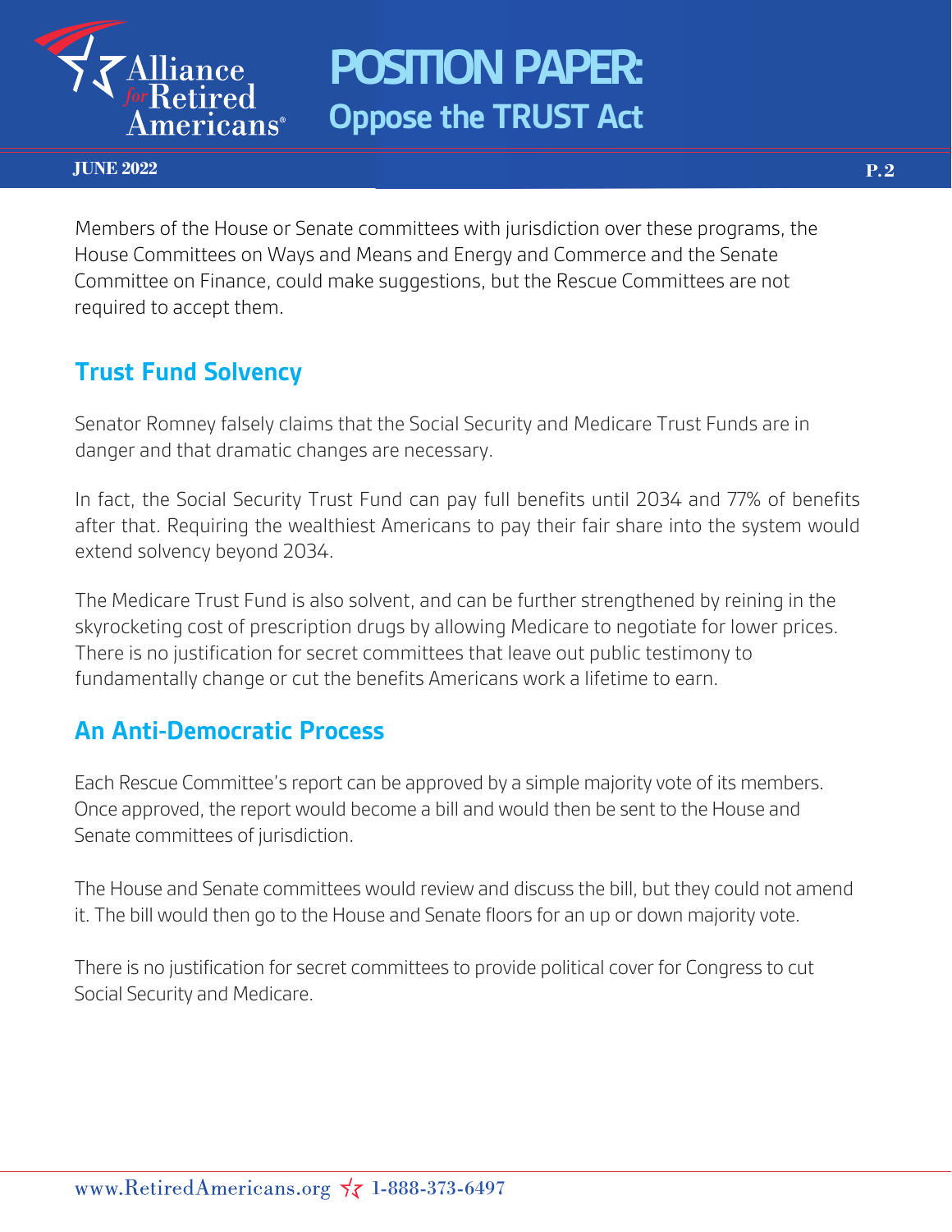Members of the House or Senate committees with jurisdiction over these programs, the House Committees on Ways and Means and Energy and Commerce and the Senate Committee on Finance, could make suggestions, but the Rescue Committees are not required to accept them.

## Trust Fund Solvency

Senator Romney falsely claims that the Social Security and Medicare Trust Funds are in danger and that dramatic changes are necessary.

In fact, the Social Security Trust Fund can pay full benefits until 2034 and 77% of benefits after that. Requiring the wealthiest Americans to pay their fair share into the system would extend solvency beyond 2034.

The Medicare Trust Fund is also solvent, and can be further strengthened by reining in the skyrocketing cost of prescription drugs by allowing Medicare to negotiate for lower prices. There is no justification for secret committees that leave out public testimony to fundamentally change or cut the benefits Americans work a lifetime to earn.

## An Anti-Democratic Process

Each Rescue Committee's report can be approved by a simple majority vote of its members. Once approved, the report would become a bill and would then be sent to the House and Senate committees of jurisdiction.

The House and Senate committees would review and discuss the bill, but they could not amend it. The bill would then go to the House and Senate floors for an up or down majority vote.

There is no justification for secret committees to provide political cover for Congress to cut Social Security and Medicare.